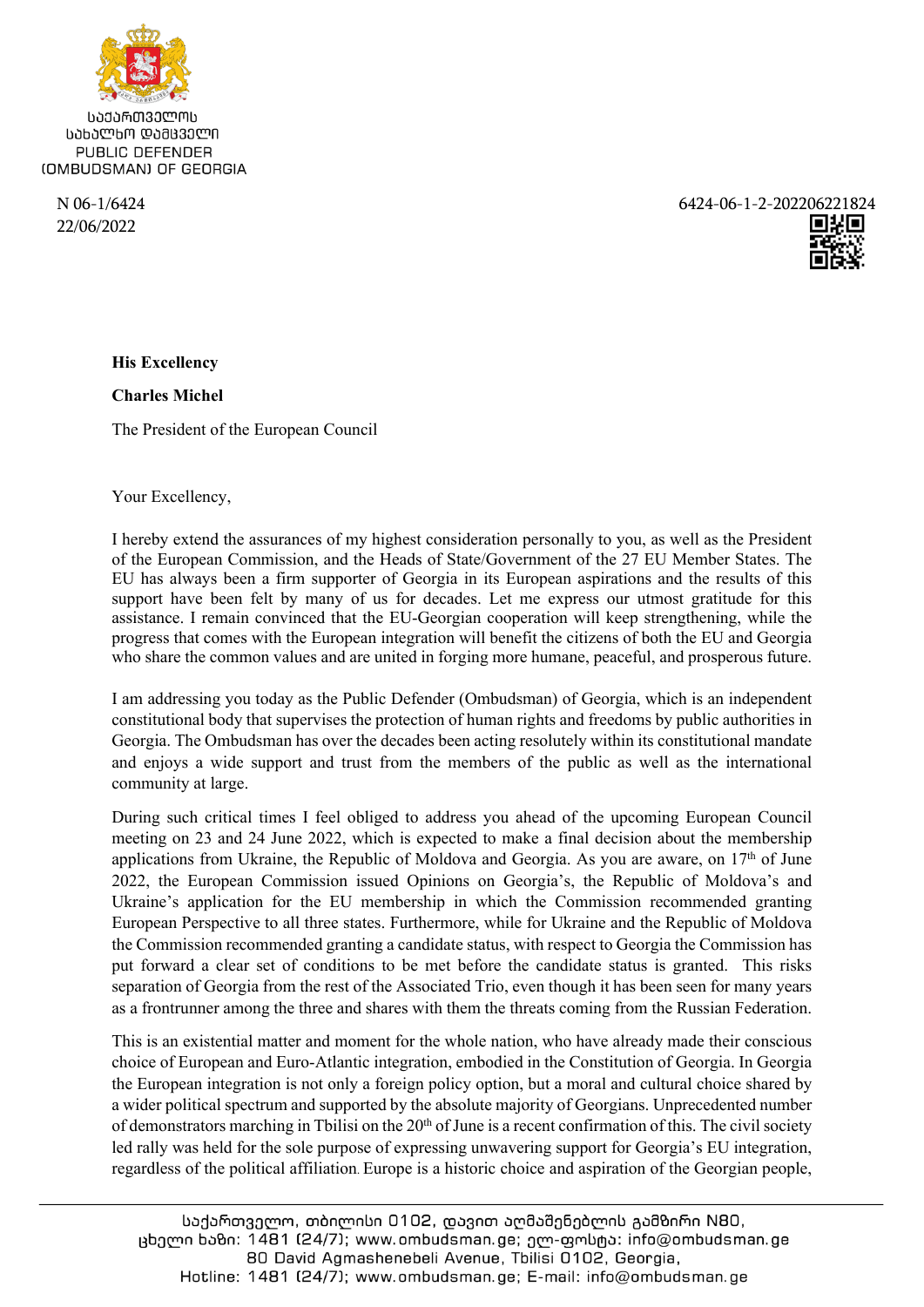საქართველოს
სახალხო დამცველი
PUBLIC DEFENDER
(OMBUDSMAN) OF GEORGIA

N 06-1/6424
22/06/2022

6424-06-1-2-202206221824

**His Excellency**

**Charles Michel**

The President of the European Council

Your Excellency,

I hereby extend the assurances of my highest consideration personally to you, as well as the President of the European Commission, and the Heads of State/Government of the 27 EU Member States. The EU has always been a firm supporter of Georgia in its European aspirations and the results of this support have been felt by many of us for decades. Let me express our utmost gratitude for this assistance. I remain convinced that the EU-Georgian cooperation will keep strengthening, while the progress that comes with the European integration will benefit the citizens of both the EU and Georgia who share the common values and are united in forging more humane, peaceful, and prosperous future.

I am addressing you today as the Public Defender (Ombudsman) of Georgia, which is an independent constitutional body that supervises the protection of human rights and freedoms by public authorities in Georgia. The Ombudsman has over the decades been acting resolutely within its constitutional mandate and enjoys a wide support and trust from the members of the public as well as the international community at large.

During such critical times I feel obliged to address you ahead of the upcoming European Council meeting on 23 and 24 June 2022, which is expected to make a final decision about the membership applications from Ukraine, the Republic of Moldova and Georgia. As you are aware, on 17th of June 2022, the European Commission issued Opinions on Georgia's, the Republic of Moldova's and Ukraine's application for the EU membership in which the Commission recommended granting European Perspective to all three states. Furthermore, while for Ukraine and the Republic of Moldova the Commission recommended granting a candidate status, with respect to Georgia the Commission has put forward a clear set of conditions to be met before the candidate status is granted. This risks separation of Georgia from the rest of the Associated Trio, even though it has been seen for many years as a frontrunner among the three and shares with them the threats coming from the Russian Federation.

This is an existential matter and moment for the whole nation, who have already made their conscious choice of European and Euro-Atlantic integration, embodied in the Constitution of Georgia. In Georgia the European integration is not only a foreign policy option, but a moral and cultural choice shared by a wider political spectrum and supported by the absolute majority of Georgians. Unprecedented number of demonstrators marching in Tbilisi on the 20th of June is a recent confirmation of this. The civil society led rally was held for the sole purpose of expressing unwavering support for Georgia's EU integration, regardless of the political affiliation. Europe is a historic choice and aspiration of the Georgian people,

საქართველო, თბილისი 0102, დავით აღმაშენებლის გამზირი N80,
ცხელი ხაზი: 1481 (24/7); www.ombudsman.ge; ელ-ფოსტა: info@ombudsman.ge
80 David Agmashenebeli Avenue, Tbilisi 0102, Georgia,
Hotline: 1481 (24/7); www.ombudsman.ge; E-mail: info@ombudsman.ge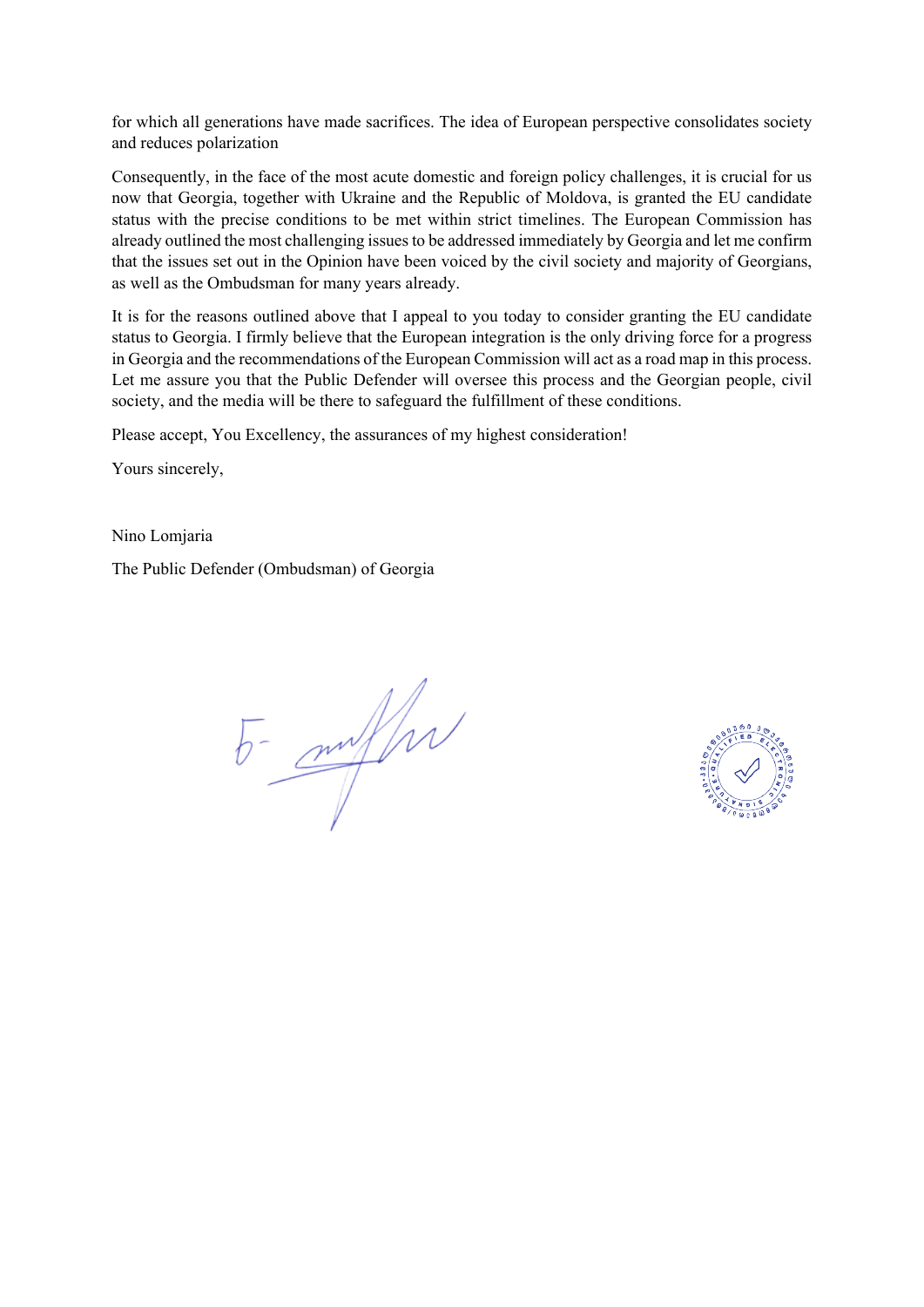for which all generations have made sacrifices. The idea of European perspective consolidates society and reduces polarization

Consequently, in the face of the most acute domestic and foreign policy challenges, it is crucial for us now that Georgia, together with Ukraine and the Republic of Moldova, is granted the EU candidate status with the precise conditions to be met within strict timelines. The European Commission has already outlined the most challenging issues to be addressed immediately by Georgia and let me confirm that the issues set out in the Opinion have been voiced by the civil society and majority of Georgians, as well as the Ombudsman for many years already.

It is for the reasons outlined above that I appeal to you today to consider granting the EU candidate status to Georgia. I firmly believe that the European integration is the only driving force for a progress in Georgia and the recommendations of the European Commission will act as a road map in this process. Let me assure you that the Public Defender will oversee this process and the Georgian people, civil society, and the media will be there to safeguard the fulfillment of these conditions.

Please accept, You Excellency, the assurances of my highest consideration!

Yours sincerely,

Nino Lomjaria

The Public Defender (Ombudsman) of Georgia